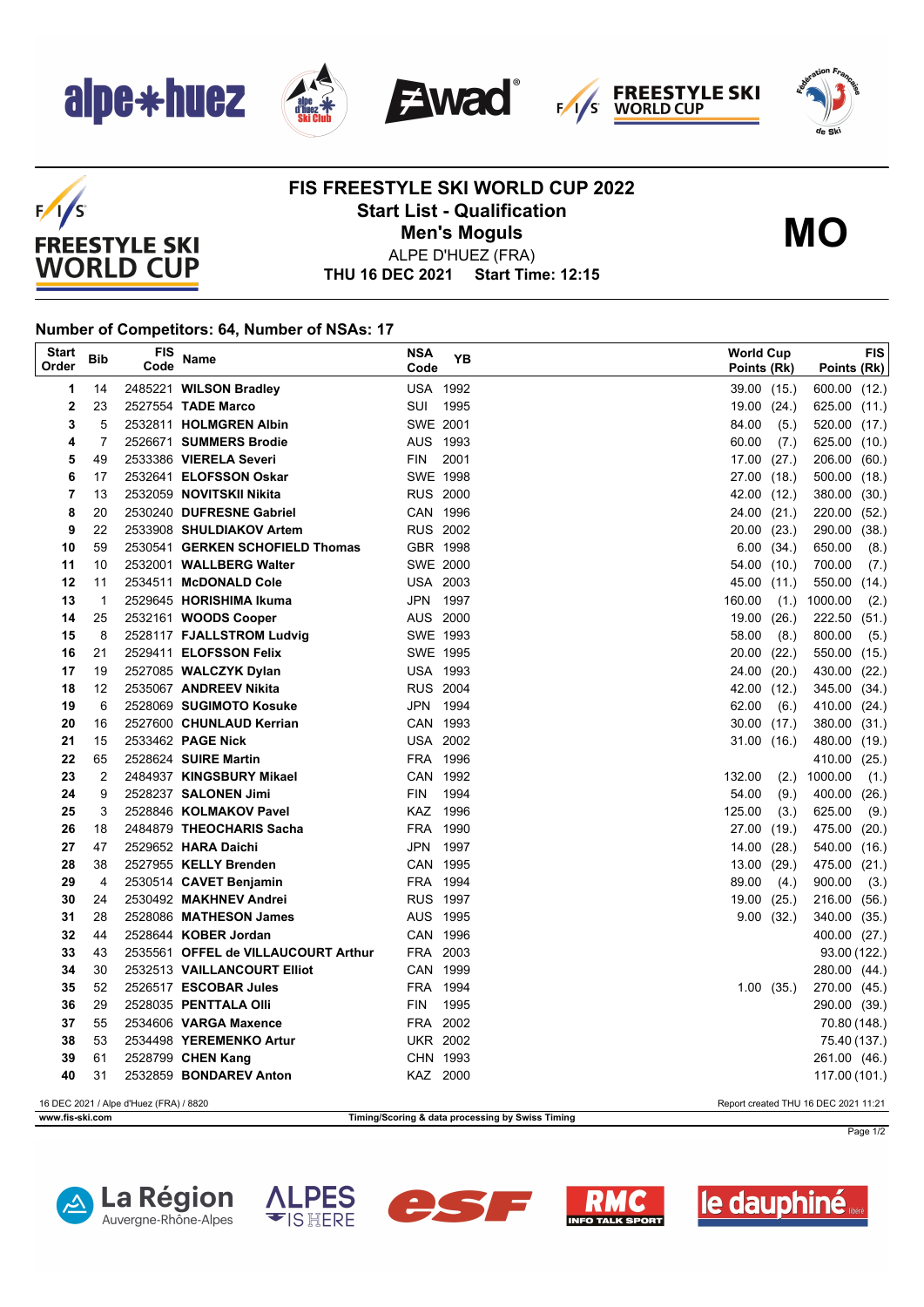# FIS FREESTYLE SKI WORLD CUP 2022

## Start List - Qualification

## Men's Moguls

**MO**

ALPE D'HUEZ (FRA)

**THU 16 DEC 2021 Start Time: 12:15**

### Number of Competitors: 64, Number of NSAs: 17

| Start Order | Bib | FIS Code | Name | NSA Code | YB | World Cup Points (Rk) | FIS Points (Rk) |
|---|---|---|---|---|---|---|---|
| 1 | 14 | 2485221 | **WILSON Bradley** | USA | 1992 | 39.00 (15.) | 600.00 (12.) |
| 2 | 23 | 2527554 | **TADE Marco** | SUI | 1995 | 19.00 (24.) | 625.00 (11.) |
| 3 | 5 | 2532811 | **HOLMGREN Albin** | SWE | 2001 | 84.00 (5.) | 520.00 (17.) |
| 4 | 7 | 2526671 | **SUMMERS Brodie** | AUS | 1993 | 60.00 (7.) | 625.00 (10.) |
| 5 | 49 | 2533386 | **VIERELA Severi** | FIN | 2001 | 17.00 (27.) | 206.00 (60.) |
| 6 | 17 | 2532641 | **ELOFSSON Oskar** | SWE | 1998 | 27.00 (18.) | 500.00 (18.) |
| 7 | 13 | 2532059 | **NOVITSKII Nikita** | RUS | 2000 | 42.00 (12.) | 380.00 (30.) |
| 8 | 20 | 2530240 | **DUFRESNE Gabriel** | CAN | 1996 | 24.00 (21.) | 220.00 (52.) |
| 9 | 22 | 2533908 | **SHULDIAKOV Artem** | RUS | 2002 | 20.00 (23.) | 290.00 (38.) |
| 10 | 59 | 2530541 | **GERKEN SCHOFIELD Thomas** | GBR | 1998 | 6.00 (34.) | 650.00 (8.) |
| 11 | 10 | 2532001 | **WALLBERG Walter** | SWE | 2000 | 54.00 (10.) | 700.00 (7.) |
| 12 | 11 | 2534511 | **McDONALD Cole** | USA | 2003 | 45.00 (11.) | 550.00 (14.) |
| 13 | 1 | 2529645 | **HORISHIMA Ikuma** | JPN | 1997 | 160.00 (1.) | 1000.00 (2.) |
| 14 | 25 | 2532161 | **WOODS Cooper** | AUS | 2000 | 19.00 (26.) | 222.50 (51.) |
| 15 | 8 | 2528117 | **FJALLSTROM Ludvig** | SWE | 1993 | 58.00 (8.) | 800.00 (5.) |
| 16 | 21 | 2529411 | **ELOFSSON Felix** | SWE | 1995 | 20.00 (22.) | 550.00 (15.) |
| 17 | 19 | 2527085 | **WALCZYK Dylan** | USA | 1993 | 24.00 (20.) | 430.00 (22.) |
| 18 | 12 | 2535067 | **ANDREEV Nikita** | RUS | 2004 | 42.00 (12.) | 345.00 (34.) |
| 19 | 6 | 2528069 | **SUGIMOTO Kosuke** | JPN | 1994 | 62.00 (6.) | 410.00 (24.) |
| 20 | 16 | 2527600 | **CHUNLAUD Kerrian** | CAN | 1993 | 30.00 (17.) | 380.00 (31.) |
| 21 | 15 | 2533462 | **PAGE Nick** | USA | 2002 | 31.00 (16.) | 480.00 (19.) |
| 22 | 65 | 2528624 | **SUIRE Martin** | FRA | 1996 | | 410.00 (25.) |
| 23 | 2 | 2484937 | **KINGSBURY Mikael** | CAN | 1992 | 132.00 (2.) | 1000.00 (1.) |
| 24 | 9 | 2528237 | **SALONEN Jimi** | FIN | 1994 | 54.00 (9.) | 400.00 (26.) |
| 25 | 3 | 2528846 | **KOLMAKOV Pavel** | KAZ | 1996 | 125.00 (3.) | 625.00 (9.) |
| 26 | 18 | 2484879 | **THEOCHARIS Sacha** | FRA | 1990 | 27.00 (19.) | 475.00 (20.) |
| 27 | 47 | 2529652 | **HARA Daichi** | JPN | 1997 | 14.00 (28.) | 540.00 (16.) |
| 28 | 38 | 2527955 | **KELLY Brenden** | CAN | 1995 | 13.00 (29.) | 475.00 (21.) |
| 29 | 4 | 2530514 | **CAVET Benjamin** | FRA | 1994 | 89.00 (4.) | 900.00 (3.) |
| 30 | 24 | 2530492 | **MAKHNEV Andrei** | RUS | 1997 | 19.00 (25.) | 216.00 (56.) |
| 31 | 28 | 2528086 | **MATHESON James** | AUS | 1995 | 9.00 (32.) | 340.00 (35.) |
| 32 | 44 | 2528644 | **KOBER Jordan** | CAN | 1996 | | 400.00 (27.) |
| 33 | 43 | 2535561 | **OFFEL de VILLAUCOURT Arthur** | FRA | 2003 | | 93.00 (122.) |
| 34 | 30 | 2532513 | **VAILLANCOURT Elliot** | CAN | 1999 | | 280.00 (44.) |
| 35 | 52 | 2526517 | **ESCOBAR Jules** | FRA | 1994 | 1.00 (35.) | 270.00 (45.) |
| 36 | 29 | 2528035 | **PENTTALA Olli** | FIN | 1995 | | 290.00 (39.) |
| 37 | 55 | 2534606 | **VARGA Maxence** | FRA | 2002 | | 70.80 (148.) |
| 38 | 53 | 2534498 | **YEREMENKO Artur** | UKR | 2002 | | 75.40 (137.) |
| 39 | 61 | 2528799 | **CHEN Kang** | CHN | 1993 | | 261.00 (46.) |
| 40 | 31 | 2532859 | **BONDAREV Anton** | KAZ | 2000 | | 117.00 (101.) |

16 DEC 2021 / Alpe d'Huez (FRA) / 8820 — Report created THU 16 DEC 2021 11:21

www.fis-ski.com — Timing/Scoring & data processing by Swiss Timing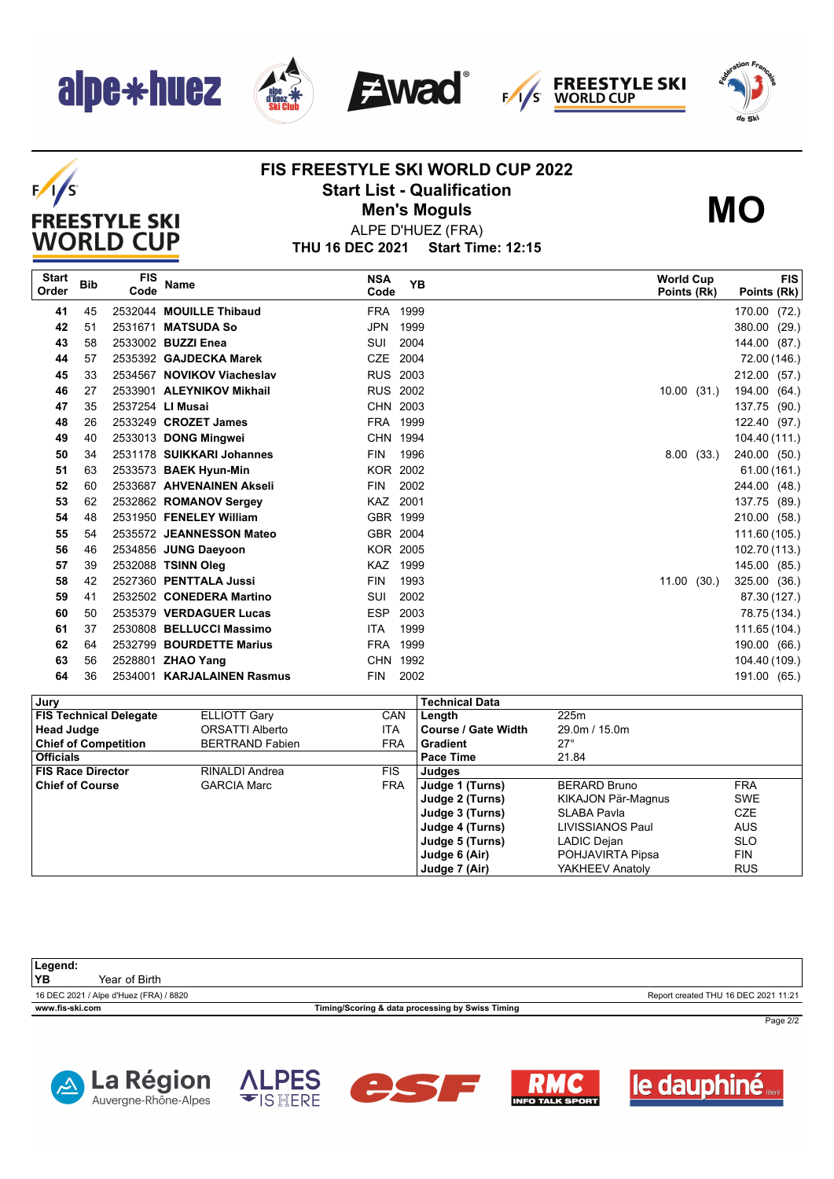# FIS FREESTYLE SKI WORLD CUP 2022

## Start List - Qualification

## Men's Moguls

**MO**

ALPE D'HUEZ (FRA)

**THU 16 DEC 2021 Start Time: 12:15**

| Start Order | Bib | FIS Code | Name | NSA Code | YB | World Cup Points (Rk) | FIS Points (Rk) |
|---|---|---|---|---|---|---|---|
| 41 | 45 | 2532044 | **MOUILLE Thibaud** | FRA | 1999 | | 170.00 (72.) |
| 42 | 51 | 2531671 | **MATSUDA So** | JPN | 1999 | | 380.00 (29.) |
| 43 | 58 | 2533002 | **BUZZI Enea** | SUI | 2004 | | 144.00 (87.) |
| 44 | 57 | 2535392 | **GAJDECKA Marek** | CZE | 2004 | | 72.00 (146.) |
| 45 | 33 | 2534567 | **NOVIKOV Viacheslav** | RUS | 2003 | | 212.00 (57.) |
| 46 | 27 | 2533901 | **ALEYNIKOV Mikhail** | RUS | 2002 | 10.00 (31.) | 194.00 (64.) |
| 47 | 35 | 2537254 | **LI Musai** | CHN | 2003 | | 137.75 (90.) |
| 48 | 26 | 2533249 | **CROZET James** | FRA | 1999 | | 122.40 (97.) |
| 49 | 40 | 2533013 | **DONG Mingwei** | CHN | 1994 | | 104.40 (111.) |
| 50 | 34 | 2531178 | **SUIKKARI Johannes** | FIN | 1996 | 8.00 (33.) | 240.00 (50.) |
| 51 | 63 | 2533573 | **BAEK Hyun-Min** | KOR | 2002 | | 61.00 (161.) |
| 52 | 60 | 2533687 | **AHVENAINEN Akseli** | FIN | 2002 | | 244.00 (48.) |
| 53 | 62 | 2532862 | **ROMANOV Sergey** | KAZ | 2001 | | 137.75 (89.) |
| 54 | 48 | 2531950 | **FENELEY William** | GBR | 1999 | | 210.00 (58.) |
| 55 | 54 | 2535572 | **JEANNESSON Mateo** | GBR | 2004 | | 111.60 (105.) |
| 56 | 46 | 2534856 | **JUNG Daeyoon** | KOR | 2005 | | 102.70 (113.) |
| 57 | 39 | 2532088 | **TSINN Oleg** | KAZ | 1999 | | 145.00 (85.) |
| 58 | 42 | 2527360 | **PENTTALA Jussi** | FIN | 1993 | 11.00 (30.) | 325.00 (36.) |
| 59 | 41 | 2532502 | **CONEDERA Martino** | SUI | 2002 | | 87.30 (127.) |
| 60 | 50 | 2535379 | **VERDAGUER Lucas** | ESP | 2003 | | 78.75 (134.) |
| 61 | 37 | 2530808 | **BELLUCCI Massimo** | ITA | 1999 | | 111.65 (104.) |
| 62 | 64 | 2532799 | **BOURDETTE Marius** | FRA | 1999 | | 190.00 (66.) |
| 63 | 56 | 2528801 | **ZHAO Yang** | CHN | 1992 | | 104.40 (109.) |
| 64 | 36 | 2534001 | **KARJALAINEN Rasmus** | FIN | 2002 | | 191.00 (65.) |

| Jury | | |
|---|---|---|
| **FIS Technical Delegate** | ELLIOTT Gary | CAN |
| **Head Judge** | ORSATTI Alberto | ITA |
| **Chief of Competition** | BERTRAND Fabien | FRA |
| **Officials** | | |
| **FIS Race Director** | RINALDI Andrea | FIS |
| **Chief of Course** | GARCIA Marc | FRA |

| Technical Data | | |
|---|---|---|
| **Length** | 225m | |
| **Course / Gate Width** | 29.0m / 15.0m | |
| **Gradient** | 27° | |
| **Pace Time** | 21.84 | |
| **Judges** | | |
| **Judge 1 (Turns)** | BERARD Bruno | FRA |
| **Judge 2 (Turns)** | KIKAJON Pär-Magnus | SWE |
| **Judge 3 (Turns)** | SLABA Pavla | CZE |
| **Judge 4 (Turns)** | LIVISSIANOS Paul | AUS |
| **Judge 5 (Turns)** | LADIC Dejan | SLO |
| **Judge 6 (Air)** | POHJAVIRTA Pipsa | FIN |
| **Judge 7 (Air)** | YAKHEEV Anatoly | RUS |

**Legend:**
**YB** Year of Birth

16 DEC 2021 / Alpe d'Huez (FRA) / 8820 — Report created THU 16 DEC 2021 11:21

www.fis-ski.com — Timing/Scoring & data processing by Swiss Timing